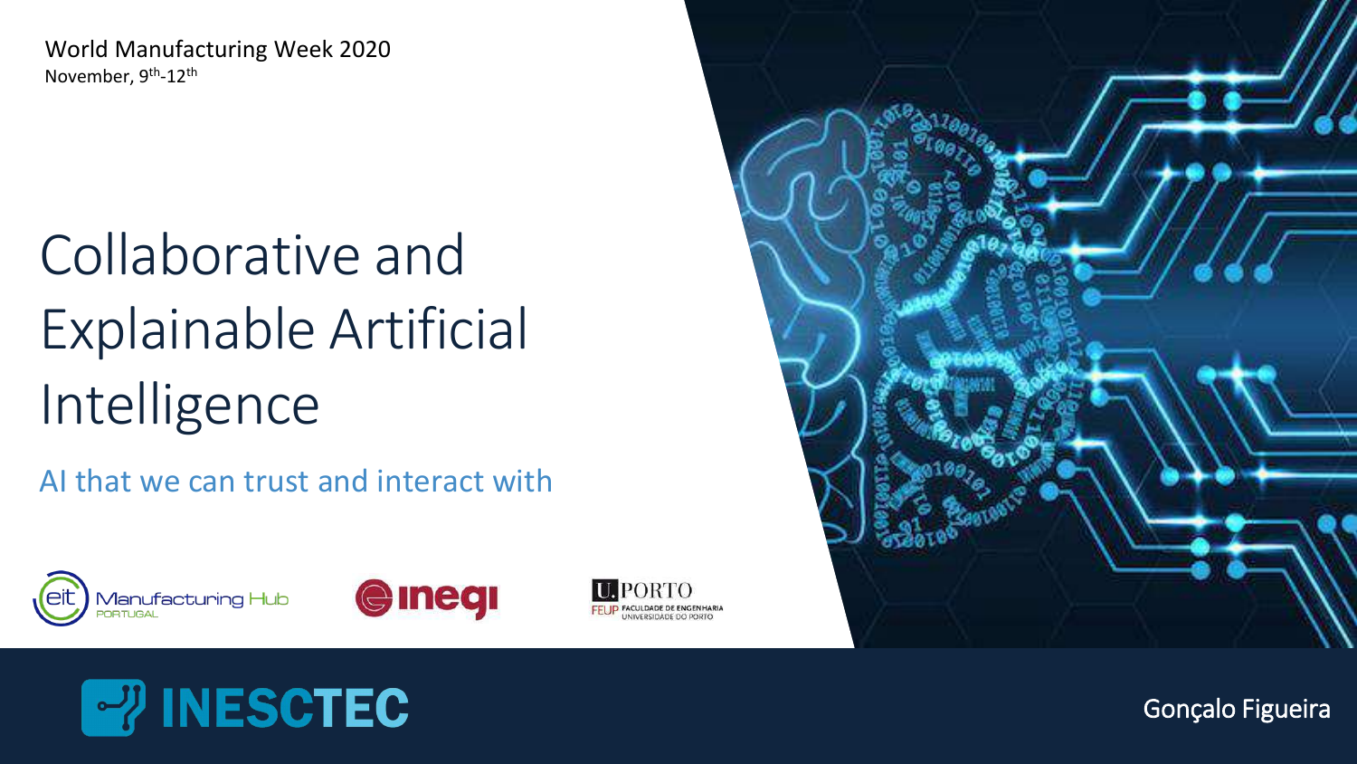World Manufacturing Week 2020
November, 9th-12th

# Collaborative and Explainable Artificial Intelligence

## AI that we can trust and interact with

Gonçalo Figueira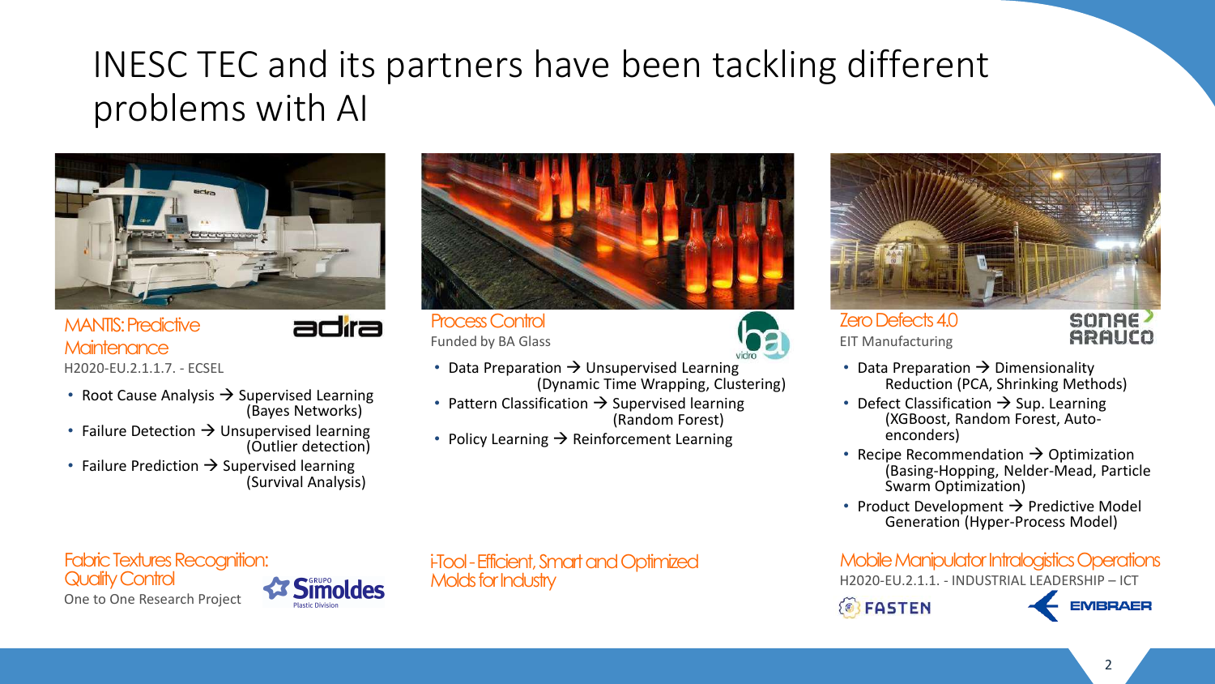# INESC TEC and its partners have been tackling different problems with AI

### MANTIS: Predictive Maintenance

adira

H2020-EU.2.1.1.7. - ECSEL

- Root Cause Analysis → Supervised Learning (Bayes Networks)
- Failure Detection → Unsupervised learning (Outlier detection)
- Failure Prediction → Supervised learning (Survival Analysis)

### Process Control

Funded by BA Glass

- Data Preparation → Unsupervised Learning (Dynamic Time Wrapping, Clustering)
- Pattern Classification → Supervised learning (Random Forest)
- Policy Learning → Reinforcement Learning

### Zero Defects 4.0

EIT Manufacturing

SONAE ARAUCO

- Data Preparation → Dimensionality Reduction (PCA, Shrinking Methods)
- Defect Classification → Sup. Learning (XGBoost, Random Forest, Auto-enconders)
- Recipe Recommendation → Optimization (Basing-Hopping, Nelder-Mead, Particle Swarm Optimization)
- Product Development → Predictive Model Generation (Hyper-Process Model)

### Fabric Textures Recognition: Quality Control

One to One Research Project

Grupo Simoldes Plastic Division

### i-Tool - Efficient, Smart and Optimized Molds for Industry

### Mobile Manipulator Intralogistics Operations

H2020-EU.2.1.1. - INDUSTRIAL LEADERSHIP – ICT

FASTEN

EMBRAER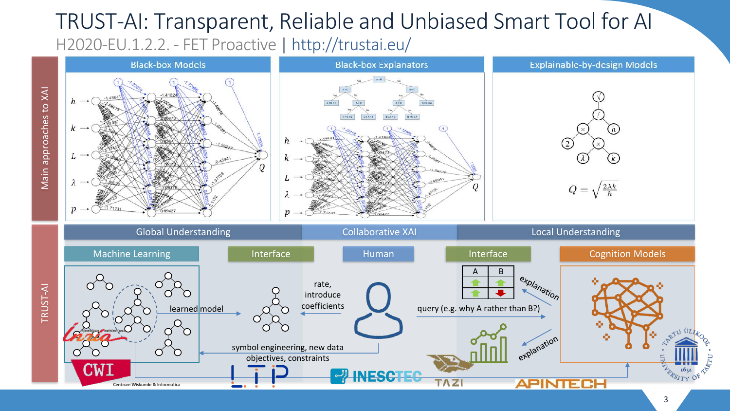# TRUST-AI: Transparent, Reliable and Unbiased Smart Tool for AI

H2020-EU.1.2.2. - FET Proactive | http://trustai.eu/

**Main approaches to XAI**

| Black-box Models | Black-box Explanators | Explainable-by-design Models |
|---|---|---|
| | | $Q = \sqrt{\frac{2\lambda k}{h}}$ |

**TRUST-AI**

| Global Understanding | Collaborative XAI | Local Understanding |
|---|---|---|

- **Machine Learning** — learned model → **Interface**
- **Interface** ← rate, introduce coefficients ← **Human**
- **Human** → symbol engineering, new data objectives, constraints → **Machine Learning**
- **Human** → query (e.g. why A rather than B?) → **Interface** → **Cognition Models**
- **Cognition Models** → explanation → **Interface**

| A | B |
|---|---|
| ↑ | ↑ |
| ↑ | ↓ |

Partners: Inria, CWI (Centrum Wiskunde & Informatica), LTP, INESCTEC, TAZI, APINTECH, University of Tartu (Tartu Ülikool 1632)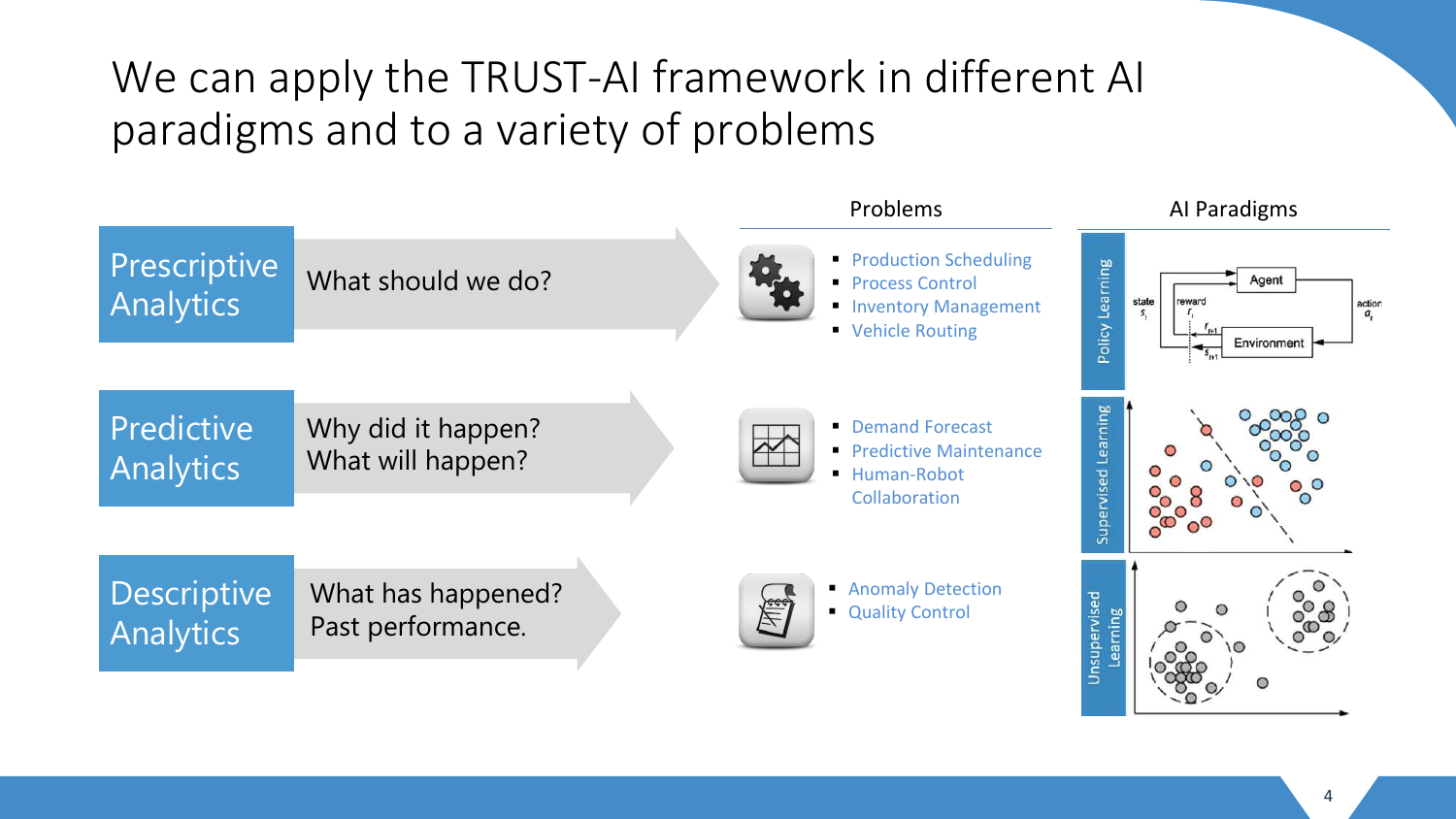# We can apply the TRUST-AI framework in different AI paradigms and to a variety of problems

**Prescriptive Analytics** — What should we do?

**Predictive Analytics** — Why did it happen? What will happen?

**Descriptive Analytics** — What has happened? Past performance.

## Problems

- Production Scheduling
- Process Control
- Inventory Management
- Vehicle Routing

- Demand Forecast
- Predictive Maintenance
- Human-Robot Collaboration

- Anomaly Detection
- Quality Control

## AI Paradigms

Policy Learning

Agent
Environment
state $s_t$
reward $r_t$
$r_{t+1}$
$s_{t+1}$
action $a_t$

Supervised Learning

Unsupervised Learning